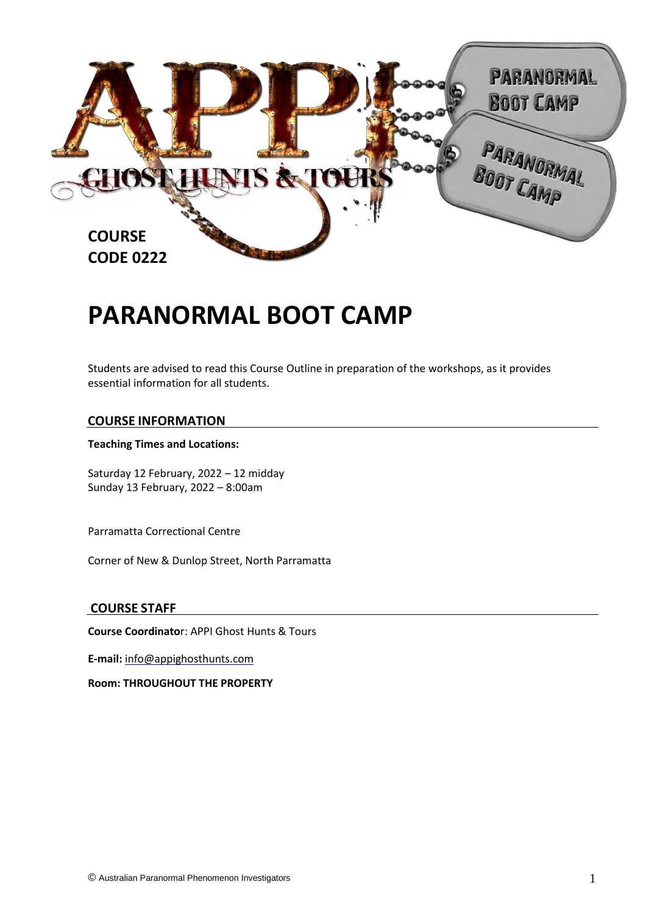COURSE CODE 0222

# PARANORMAL BOOT CAMP

Students are advised to read this Course Outline in preparation of the workshops, as it provides essential information for all students.

## COURSE INFORMATION

**Teaching Times and Locations:**

Saturday 12 February, 2022 – 12 midday
Sunday 13 February, 2022 – 8:00am

Parramatta Correctional Centre

Corner of New & Dunlop Street, North Parramatta

## COURSE STAFF

**Course Coordinator**: APPI Ghost Hunts & Tours

**E-mail:** info@appighosthunts.com

**Room: THROUGHOUT THE PROPERTY**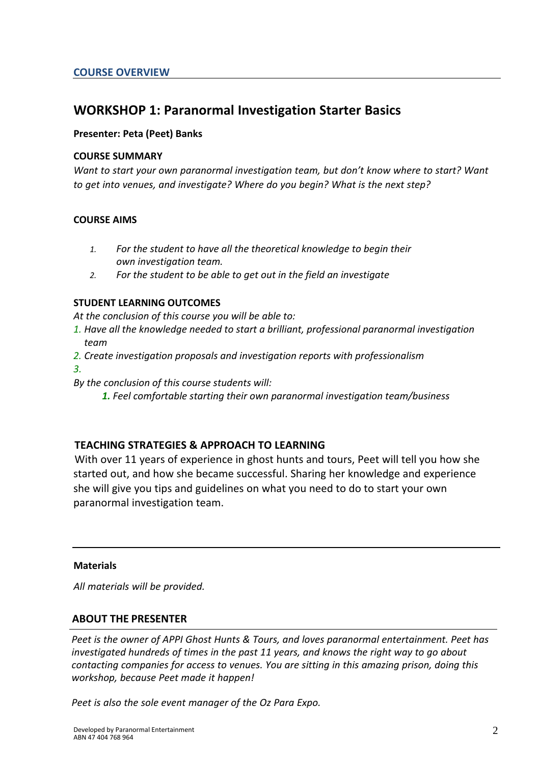## COURSE OVERVIEW

# WORKSHOP 1: Paranormal Investigation Starter Basics

**Presenter: Peta (Peet) Banks**

**COURSE SUMMARY**

*Want to start your own paranormal investigation team, but don't know where to start? Want to get into venues, and investigate? Where do you begin? What is the next step?*

**COURSE AIMS**

1. *For the student to have all the theoretical knowledge to begin their own investigation team.*
2. *For the student to be able to get out in the field an investigate*

**STUDENT LEARNING OUTCOMES**

*At the conclusion of this course you will be able to:*

1. *Have all the knowledge needed to start a brilliant, professional paranormal investigation team*
2. *Create investigation proposals and investigation reports with professionalism*
3. 

*By the conclusion of this course students will:*

1. *Feel comfortable starting their own paranormal investigation team/business*

**TEACHING STRATEGIES & APPROACH TO LEARNING**

With over 11 years of experience in ghost hunts and tours, Peet will tell you how she started out, and how she became successful. Sharing her knowledge and experience she will give you tips and guidelines on what you need to do to start your own paranormal investigation team.

---

**Materials**

*All materials will be provided.*

**ABOUT THE PRESENTER**

*Peet is the owner of APPI Ghost Hunts & Tours, and loves paranormal entertainment. Peet has investigated hundreds of times in the past 11 years, and knows the right way to go about contacting companies for access to venues. You are sitting in this amazing prison, doing this workshop, because Peet made it happen!*

*Peet is also the sole event manager of the Oz Para Expo.*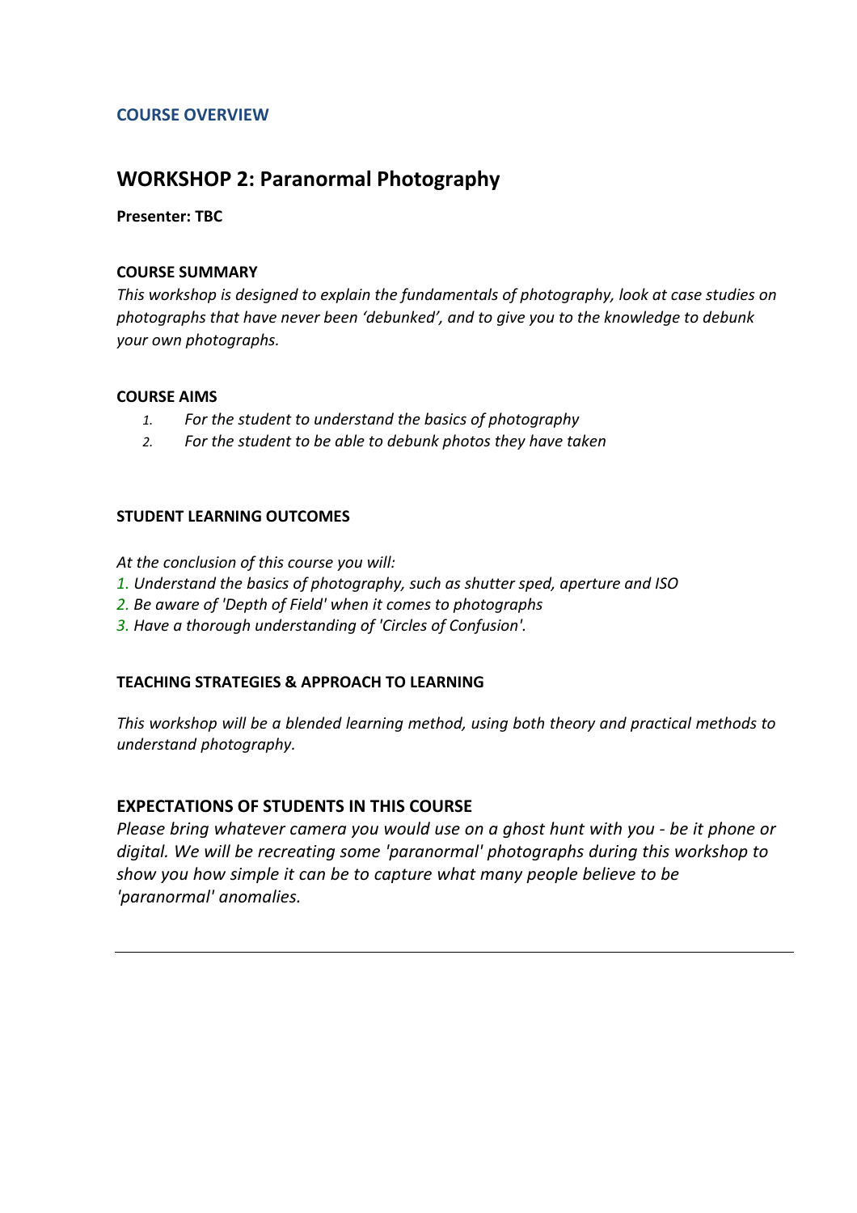## COURSE OVERVIEW

# WORKSHOP 2: Paranormal Photography

**Presenter: TBC**

### COURSE SUMMARY

*This workshop is designed to explain the fundamentals of photography, look at case studies on photographs that have never been 'debunked', and to give you to the knowledge to debunk your own photographs.*

### COURSE AIMS

1. *For the student to understand the basics of photography*
2. *For the student to be able to debunk photos they have taken*

### STUDENT LEARNING OUTCOMES

*At the conclusion of this course you will:*

1. *Understand the basics of photography, such as shutter sped, aperture and ISO*
2. *Be aware of 'Depth of Field' when it comes to photographs*
3. *Have a thorough understanding of 'Circles of Confusion'.*

### TEACHING STRATEGIES & APPROACH TO LEARNING

*This workshop will be a blended learning method, using both theory and practical methods to understand photography.*

### EXPECTATIONS OF STUDENTS IN THIS COURSE

*Please bring whatever camera you would use on a ghost hunt with you - be it phone or digital. We will be recreating some 'paranormal' photographs during this workshop to show you how simple it can be to capture what many people believe to be 'paranormal' anomalies.*

---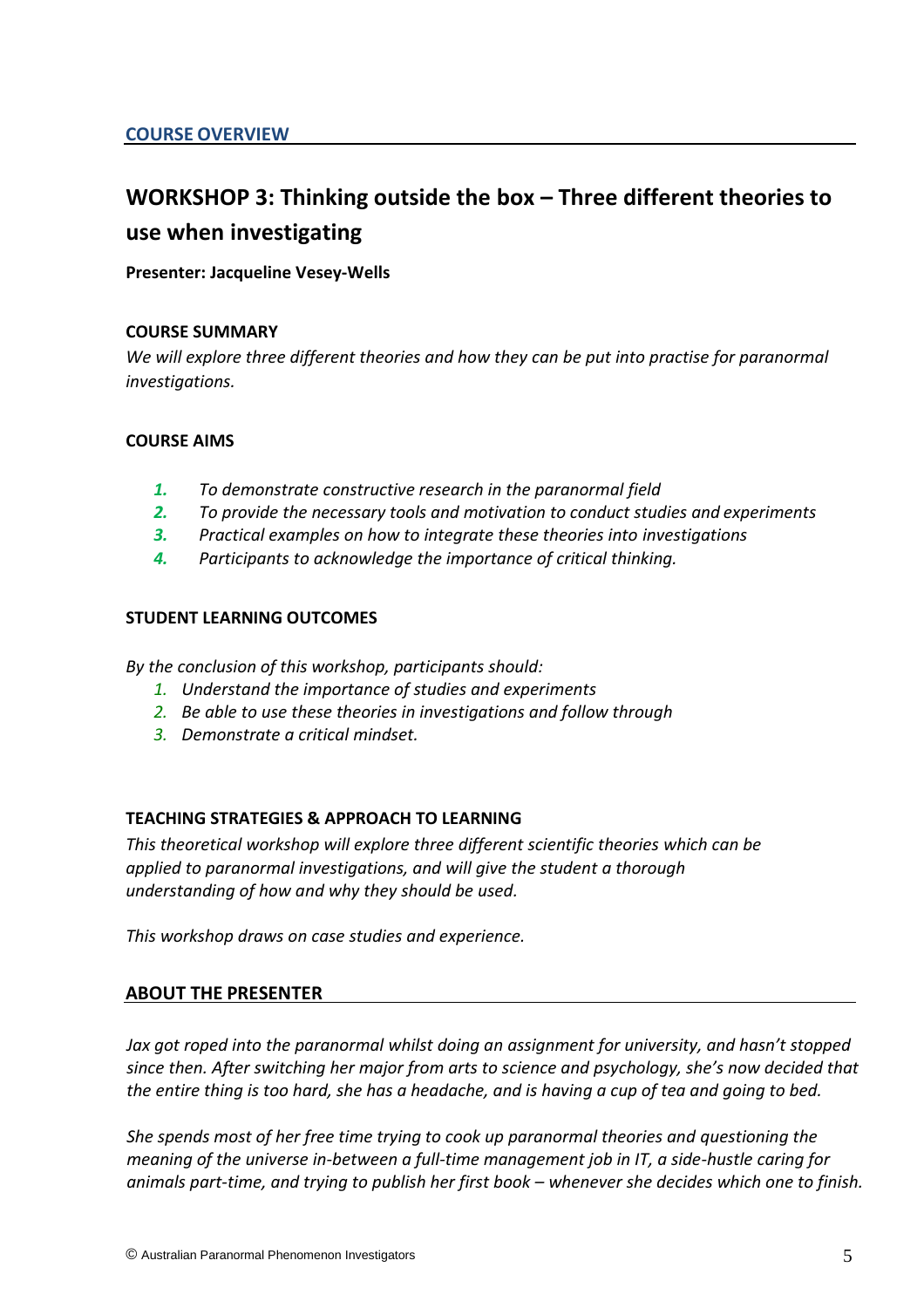## COURSE OVERVIEW

# WORKSHOP 3: Thinking outside the box – Three different theories to use when investigating

**Presenter: Jacqueline Vesey-Wells**

### COURSE SUMMARY

*We will explore three different theories and how they can be put into practise for paranormal investigations.*

### COURSE AIMS

1. *To demonstrate constructive research in the paranormal field*
2. *To provide the necessary tools and motivation to conduct studies and experiments*
3. *Practical examples on how to integrate these theories into investigations*
4. *Participants to acknowledge the importance of critical thinking.*

### STUDENT LEARNING OUTCOMES

*By the conclusion of this workshop, participants should:*

1. *Understand the importance of studies and experiments*
2. *Be able to use these theories in investigations and follow through*
3. *Demonstrate a critical mindset.*

### TEACHING STRATEGIES & APPROACH TO LEARNING

*This theoretical workshop will explore three different scientific theories which can be applied to paranormal investigations, and will give the student a thorough understanding of how and why they should be used.*

*This workshop draws on case studies and experience.*

### ABOUT THE PRESENTER

*Jax got roped into the paranormal whilst doing an assignment for university, and hasn't stopped since then. After switching her major from arts to science and psychology, she's now decided that the entire thing is too hard, she has a headache, and is having a cup of tea and going to bed.*

*She spends most of her free time trying to cook up paranormal theories and questioning the meaning of the universe in-between a full-time management job in IT, a side-hustle caring for animals part-time, and trying to publish her first book – whenever she decides which one to finish.*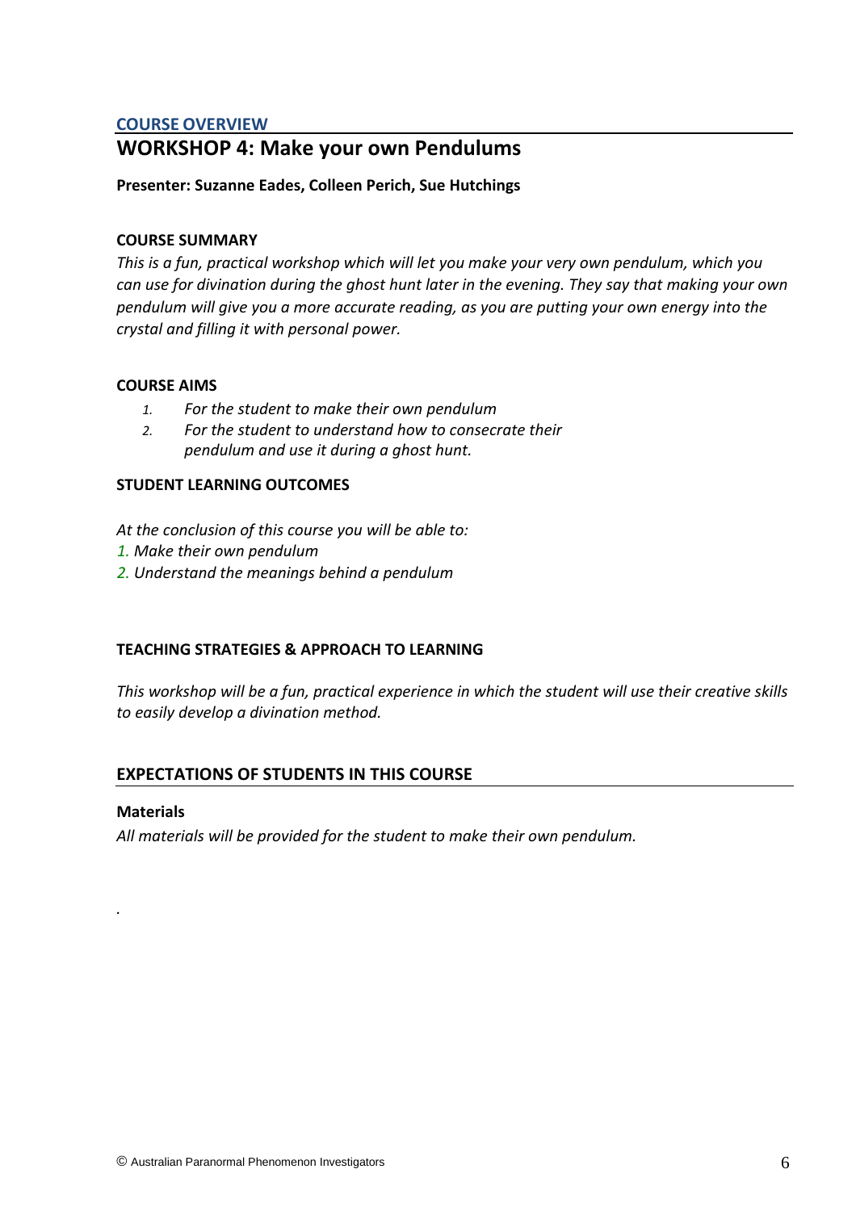## COURSE OVERVIEW

# WORKSHOP 4: Make your own Pendulums

**Presenter: Suzanne Eades, Colleen Perich, Sue Hutchings**

### COURSE SUMMARY

*This is a fun, practical workshop which will let you make your very own pendulum, which you can use for divination during the ghost hunt later in the evening. They say that making your own pendulum will give you a more accurate reading, as you are putting your own energy into the crystal and filling it with personal power.*

### COURSE AIMS

1. *For the student to make their own pendulum*
2. *For the student to understand how to consecrate their pendulum and use it during a ghost hunt.*

### STUDENT LEARNING OUTCOMES

*At the conclusion of this course you will be able to:*

1. *Make their own pendulum*
2. *Understand the meanings behind a pendulum*

### TEACHING STRATEGIES & APPROACH TO LEARNING

*This workshop will be a fun, practical experience in which the student will use their creative skills to easily develop a divination method.*

### EXPECTATIONS OF STUDENTS IN THIS COURSE

**Materials**

*All materials will be provided for the student to make their own pendulum.*

.

© Australian Paranormal Phenomenon Investigators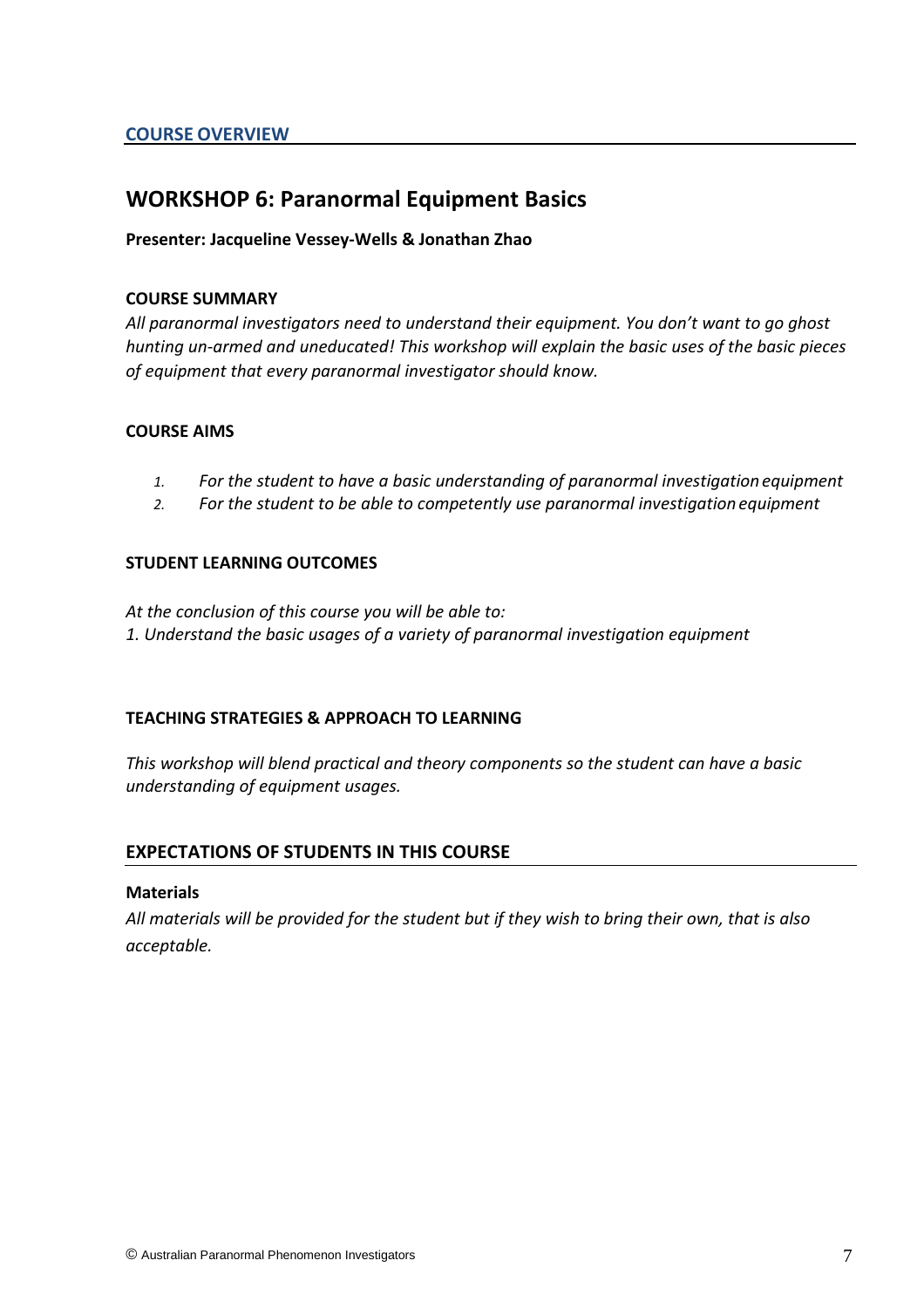## COURSE OVERVIEW

# WORKSHOP 6: Paranormal Equipment Basics

**Presenter: Jacqueline Vessey-Wells & Jonathan Zhao**

### COURSE SUMMARY

*All paranormal investigators need to understand their equipment. You don't want to go ghost hunting un-armed and uneducated! This workshop will explain the basic uses of the basic pieces of equipment that every paranormal investigator should know.*

### COURSE AIMS

1. *For the student to have a basic understanding of paranormal investigation equipment*
2. *For the student to be able to competently use paranormal investigation equipment*

### STUDENT LEARNING OUTCOMES

*At the conclusion of this course you will be able to:*
*1. Understand the basic usages of a variety of paranormal investigation equipment*

### TEACHING STRATEGIES & APPROACH TO LEARNING

*This workshop will blend practical and theory components so the student can have a basic understanding of equipment usages.*

## EXPECTATIONS OF STUDENTS IN THIS COURSE

**Materials**

*All materials will be provided for the student but if they wish to bring their own, that is also acceptable.*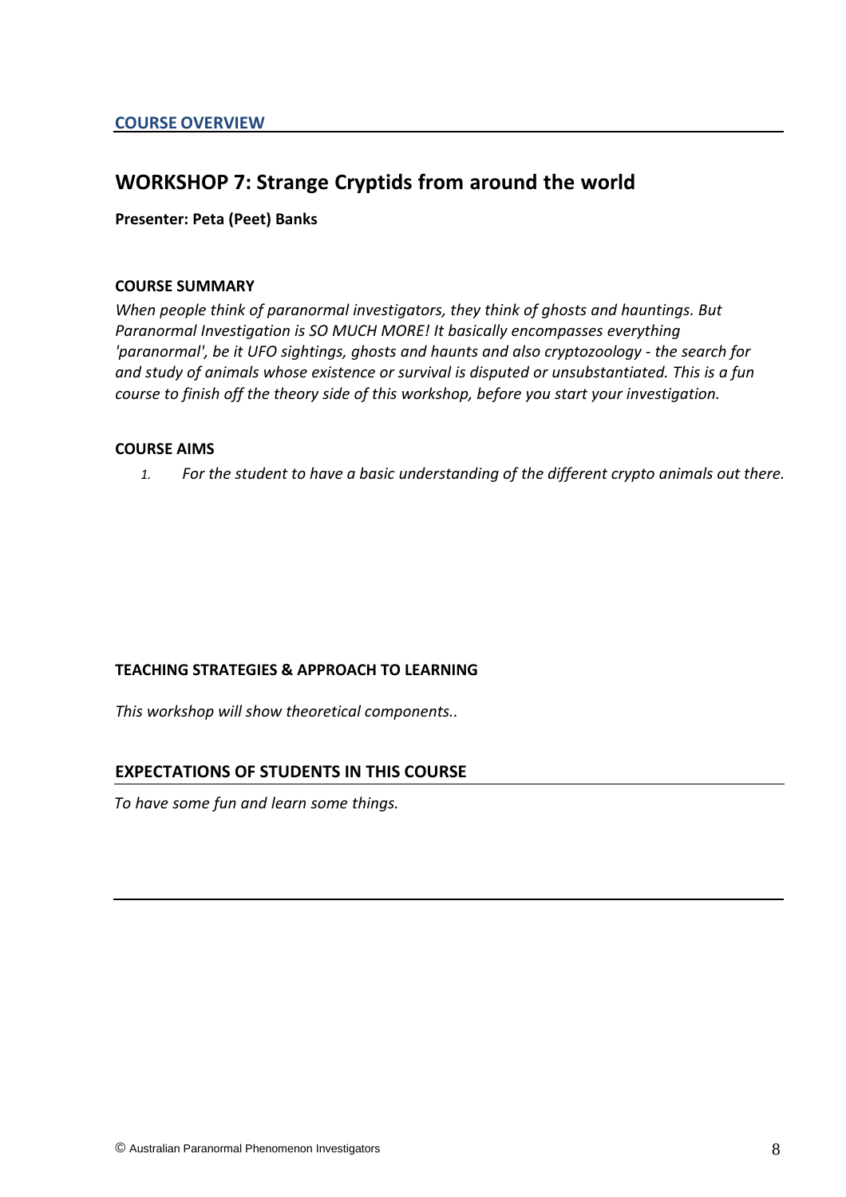## COURSE OVERVIEW

# WORKSHOP 7: Strange Cryptids from around the world

**Presenter: Peta (Peet) Banks**

### COURSE SUMMARY

*When people think of paranormal investigators, they think of ghosts and hauntings. But Paranormal Investigation is SO MUCH MORE! It basically encompasses everything 'paranormal', be it UFO sightings, ghosts and haunts and also cryptozoology - the search for and study of animals whose existence or survival is disputed or unsubstantiated. This is a fun course to finish off the theory side of this workshop, before you start your investigation.*

### COURSE AIMS

1. *For the student to have a basic understanding of the different crypto animals out there.*

### TEACHING STRATEGIES & APPROACH TO LEARNING

*This workshop will show theoretical components..*

### EXPECTATIONS OF STUDENTS IN THIS COURSE

*To have some fun and learn some things.*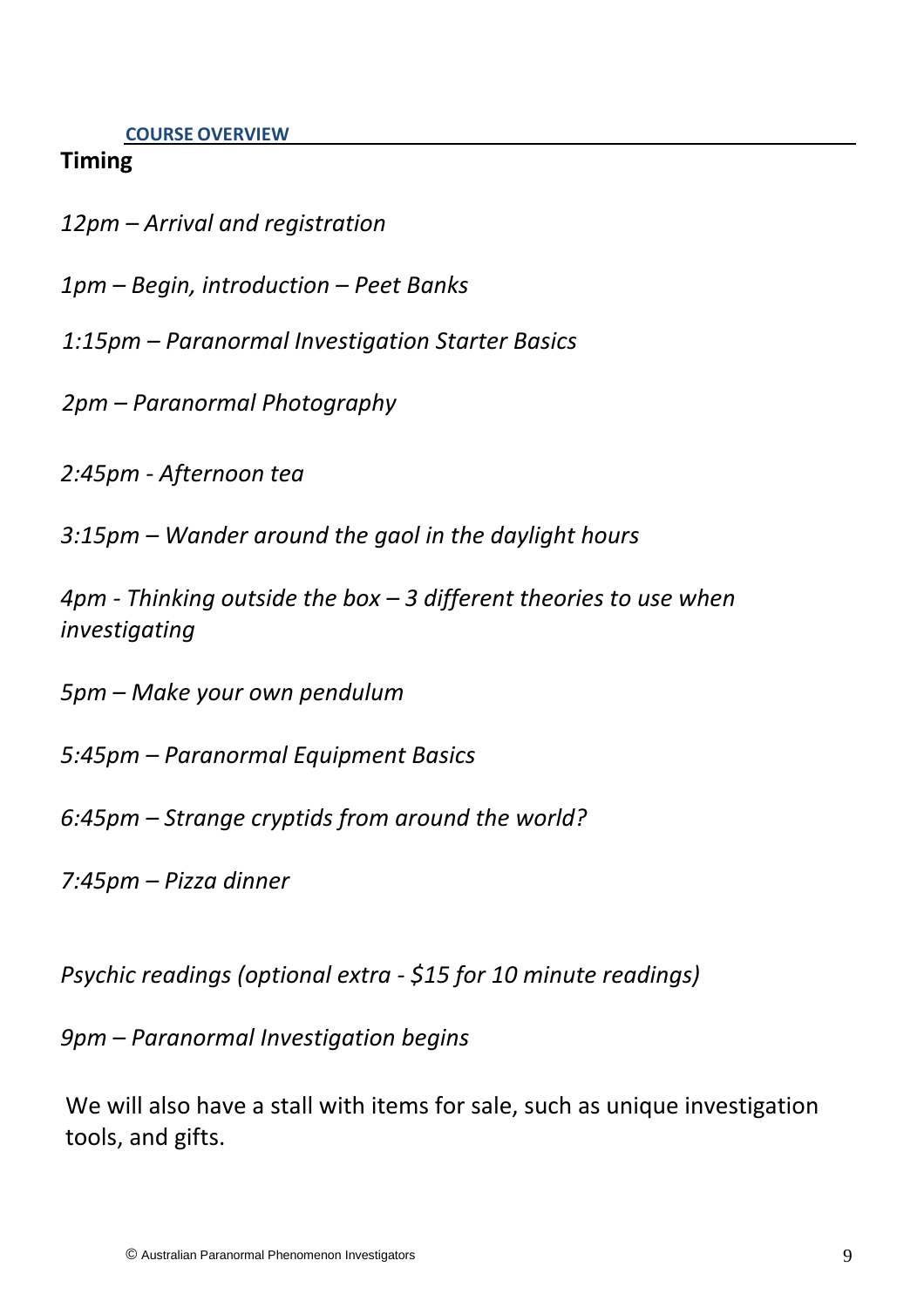COURSE OVERVIEW

**Timing**

*12pm – Arrival and registration*

*1pm – Begin, introduction – Peet Banks*

*1:15pm – Paranormal Investigation Starter Basics*

*2pm – Paranormal Photography*

*2:45pm - Afternoon tea*

*3:15pm – Wander around the gaol in the daylight hours*

*4pm - Thinking outside the box – 3 different theories to use when investigating*

*5pm – Make your own pendulum*

*5:45pm – Paranormal Equipment Basics*

*6:45pm – Strange cryptids from around the world?*

*7:45pm – Pizza dinner*

*Psychic readings (optional extra - $15 for 10 minute readings)*

*9pm – Paranormal Investigation begins*

We will also have a stall with items for sale, such as unique investigation tools, and gifts.